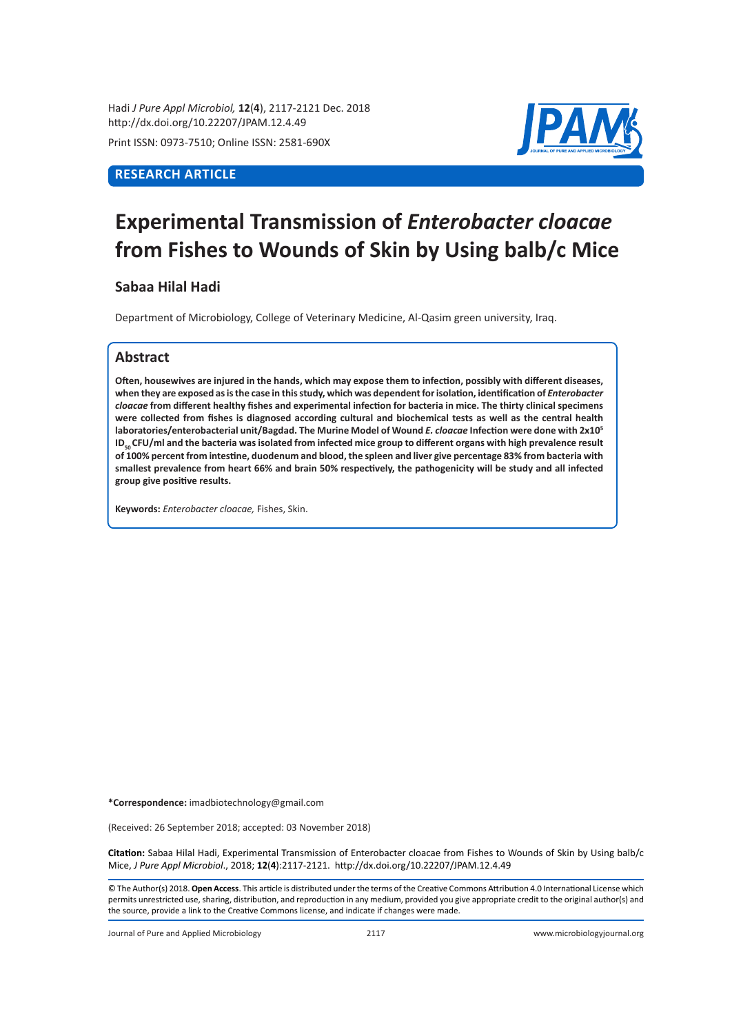RESEARCH ARTICLE

# Experimental Transmission of *Enterobacter cloacae* from Fishes to Wounds of Skin by Using balb/c Mice

**Sabaa Hilal Hadi**

Department of Microbiology, College of Veterinary Medicine, Al-Qasim green university, Iraq.

## Abstract

**Often, housewives are injured in the hands, which may expose them to infection, possibly with different diseases, when they are exposed as is the case in this study, which was dependent for isolation, identification of *Enterobacter cloacae* from different healthy fishes and experimental infection for bacteria in mice. The thirty clinical specimens were collected from fishes is diagnosed according cultural and biochemical tests as well as the central health laboratories/enterobacterial unit/Bagdad. The Murine Model of Wound *E. cloacae* Infection were done with $2x10^5$ $ID_{50}$ CFU/ml and the bacteria was isolated from infected mice group to different organs with high prevalence result of 100% percent from intestine, duodenum and blood, the spleen and liver give percentage 83% from bacteria with smallest prevalence from heart 66% and brain 50% respectively, the pathogenicity will be study and all infected group give positive results.**

**Keywords:** *Enterobacter cloacae,* Fishes, Skin.

**\*Correspondence:** imadbiotechnology@gmail.com

(Received: 26 September 2018; accepted: 03 November 2018)

**Citation:** Sabaa Hilal Hadi, Experimental Transmission of Enterobacter cloacae from Fishes to Wounds of Skin by Using balb/c Mice, *J Pure Appl Microbiol*., 2018; **12**(**4**):2117-2121. http://dx.doi.org/10.22207/JPAM.12.4.49

© The Author(s) 2018. **Open Access**. This article is distributed under the terms of the Creative Commons Attribution 4.0 International License which permits unrestricted use, sharing, distribution, and reproduction in any medium, provided you give appropriate credit to the original author(s) and the source, provide a link to the Creative Commons license, and indicate if changes were made.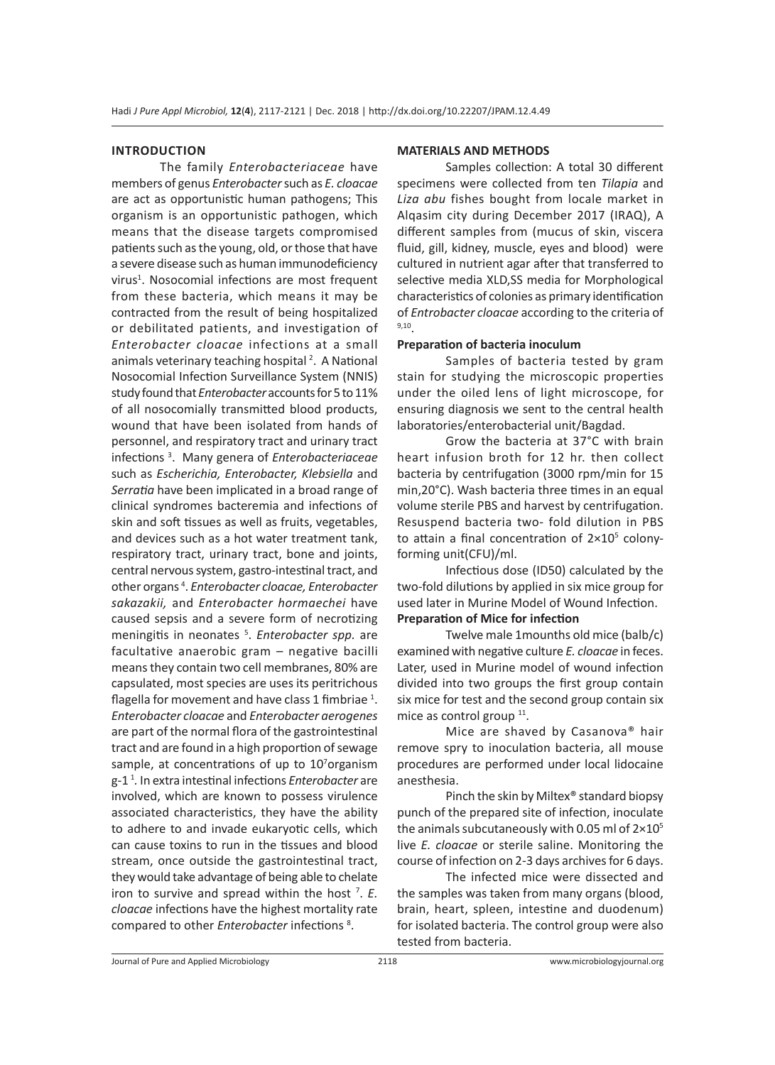## INTRODUCTION

The family *Enterobacteriaceae* have members of genus *Enterobacter* such as *E. cloacae* are act as opportunistic human pathogens; This organism is an opportunistic pathogen, which means that the disease targets compromised patients such as the young, old, or those that have a severe disease such as human immunodeficiency virus[1]. Nosocomial infections are most frequent from these bacteria, which means it may be contracted from the result of being hospitalized or debilitated patients, and investigation of *Enterobacter cloacae* infections at a small animals veterinary teaching hospital [2]. A National Nosocomial Infection Surveillance System (NNIS) study found that *Enterobacter* accounts for 5 to 11% of all nosocomially transmitted blood products, wound that have been isolated from hands of personnel, and respiratory tract and urinary tract infections [3]. Many genera of *Enterobacteriaceae* such as *Escherichia, Enterobacter, Klebsiella* and *Serratia* have been implicated in a broad range of clinical syndromes bacteremia and infections of skin and soft tissues as well as fruits, vegetables, and devices such as a hot water treatment tank, respiratory tract, urinary tract, bone and joints, central nervous system, gastro-intestinal tract, and other organs [4]. *Enterobacter cloacae, Enterobacter sakazakii,* and *Enterobacter hormaechei* have caused sepsis and a severe form of necrotizing meningitis in neonates [5]. *Enterobacter spp.* are facultative anaerobic gram – negative bacilli means they contain two cell membranes, 80% are capsulated, most species are uses its peritrichous flagella for movement and have class 1 fimbriae [1]. *Enterobacter cloacae* and *Enterobacter aerogenes* are part of the normal flora of the gastrointestinal tract and are found in a high proportion of sewage sample, at concentrations of up to $10^7$organism g-1 [1]. In extra intestinal infections *Enterobacter* are involved, which are known to possess virulence associated characteristics, they have the ability to adhere to and invade eukaryotic cells, which can cause toxins to run in the tissues and blood stream, once outside the gastrointestinal tract, they would take advantage of being able to chelate iron to survive and spread within the host [7]. *E. cloacae* infections have the highest mortality rate compared to other *Enterobacter* infections [8].

## MATERIALS AND METHODS

Samples collection: A total 30 different specimens were collected from ten *Tilapia* and *Liza abu* fishes bought from locale market in Alqasim city during December 2017 (IRAQ), A different samples from (mucus of skin, viscera fluid, gill, kidney, muscle, eyes and blood) were cultured in nutrient agar after that transferred to selective media XLD,SS media for Morphological characteristics of colonies as primary identification of *Entrobacter cloacae* according to the criteria of [9,10].

### Preparation of bacteria inoculum

Samples of bacteria tested by gram stain for studying the microscopic properties under the oiled lens of light microscope, for ensuring diagnosis we sent to the central health laboratories/enterobacterial unit/Bagdad.

Grow the bacteria at 37°C with brain heart infusion broth for 12 hr. then collect bacteria by centrifugation (3000 rpm/min for 15 min,20°C). Wash bacteria three times in an equal volume sterile PBS and harvest by centrifugation. Resuspend bacteria two- fold dilution in PBS to attain a final concentration of $2 \times 10^5$ colony-forming unit(CFU)/ml.

Infectious dose (ID50) calculated by the two-fold dilutions by applied in six mice group for used later in Murine Model of Wound Infection.

### Preparation of Mice for infection

Twelve male 1mounths old mice (balb/c) examined with negative culture *E. cloacae* in feces. Later, used in Murine model of wound infection divided into two groups the first group contain six mice for test and the second group contain six mice as control group [11].

Mice are shaved by Casanova® hair remove spry to inoculation bacteria, all mouse procedures are performed under local lidocaine anesthesia.

Pinch the skin by Miltex® standard biopsy punch of the prepared site of infection, inoculate the animals subcutaneously with 0.05 ml of $2 \times 10^5$ live *E. cloacae* or sterile saline. Monitoring the course of infection on 2-3 days archives for 6 days.

The infected mice were dissected and the samples was taken from many organs (blood, brain, heart, spleen, intestine and duodenum) for isolated bacteria. The control group were also tested from bacteria.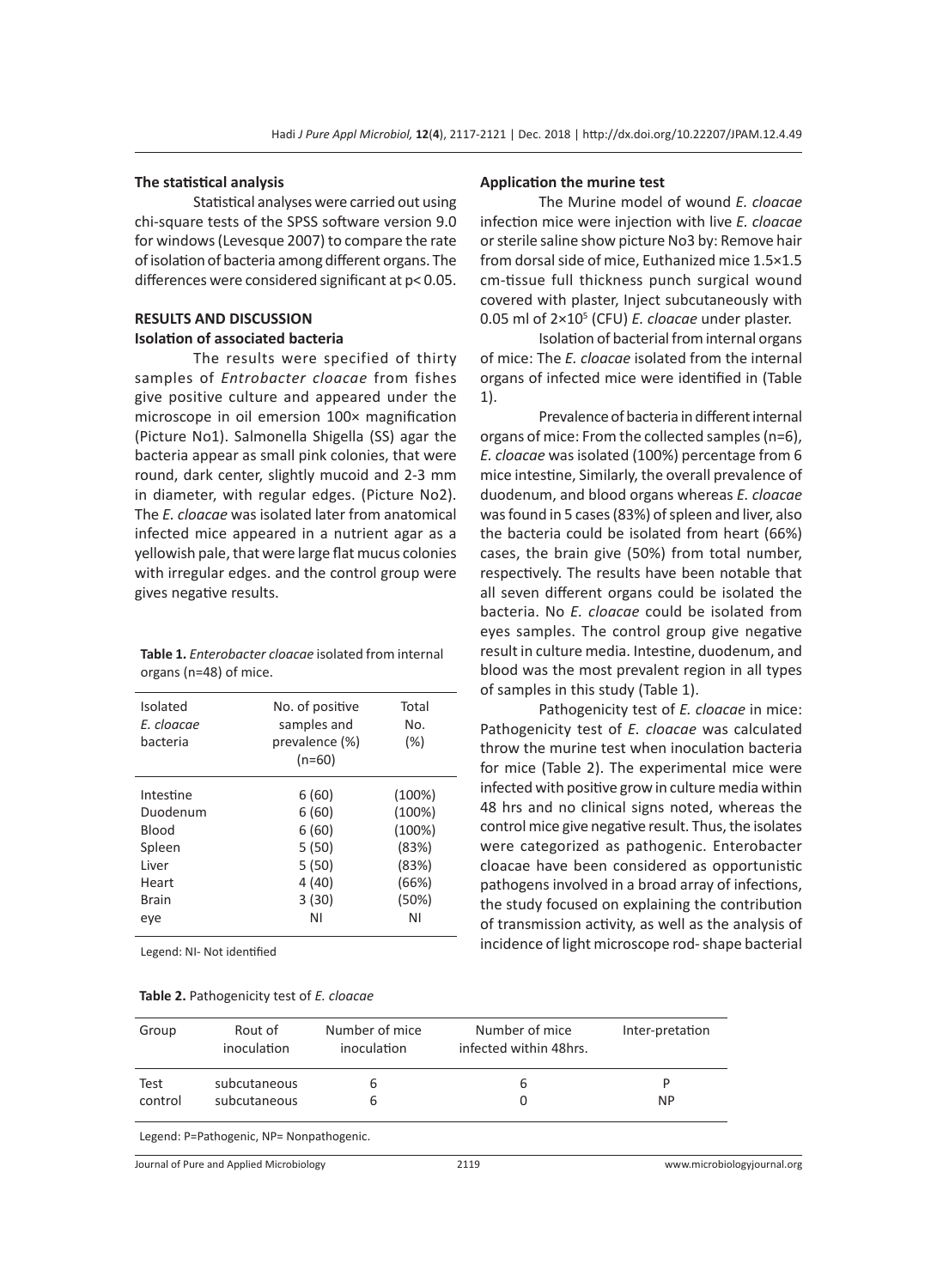### The statistical analysis

Statistical analyses were carried out using chi-square tests of the SPSS software version 9.0 for windows (Levesque 2007) to compare the rate of isolation of bacteria among different organs. The differences were considered significant at $p< 0.05$.

## RESULTS AND DISCUSSION

### Isolation of associated bacteria

The results were specified of thirty samples of *Entrobacter cloacae* from fishes give positive culture and appeared under the microscope in oil emersion 100× magnification (Picture No1). Salmonella Shigella (SS) agar the bacteria appear as small pink colonies, that were round, dark center, slightly mucoid and 2-3 mm in diameter, with regular edges. (Picture No2). The *E. cloacae* was isolated later from anatomical infected mice appeared in a nutrient agar as a yellowish pale, that were large flat mucus colonies with irregular edges. and the control group were gives negative results.

**Table 1.** *Enterobacter cloacae* isolated from internal organs (n=48) of mice.

| Isolated *E. cloacae* bacteria | No. of positive samples and prevalence (%) (n=60) | Total No. (%) |
|---|---|---|
| Intestine | 6 (60) | (100%) |
| Duodenum | 6 (60) | (100%) |
| Blood | 6 (60) | (100%) |
| Spleen | 5 (50) | (83%) |
| Liver | 5 (50) | (83%) |
| Heart | 4 (40) | (66%) |
| Brain | 3 (30) | (50%) |
| eye | NI | NI |

Legend: NI- Not identified

### Application the murine test

The Murine model of wound *E. cloacae* infection mice were injection with live *E. cloacae* or sterile saline show picture No3 by: Remove hair from dorsal side of mice, Euthanized mice 1.5×1.5 cm-tissue full thickness punch surgical wound covered with plaster, Inject subcutaneously with 0.05 ml of $2×10^5$ (CFU) *E. cloacae* under plaster.

Isolation of bacterial from internal organs of mice: The *E. cloacae* isolated from the internal organs of infected mice were identified in (Table 1).

Prevalence of bacteria in different internal organs of mice: From the collected samples (n=6), *E. cloacae* was isolated (100%) percentage from 6 mice intestine, Similarly, the overall prevalence of duodenum, and blood organs whereas *E. cloacae* was found in 5 cases (83%) of spleen and liver, also the bacteria could be isolated from heart (66%) cases, the brain give (50%) from total number, respectively. The results have been notable that all seven different organs could be isolated the bacteria. No *E. cloacae* could be isolated from eyes samples. The control group give negative result in culture media. Intestine, duodenum, and blood was the most prevalent region in all types of samples in this study (Table 1).

Pathogenicity test of *E. cloacae* in mice: Pathogenicity test of *E. cloacae* was calculated throw the murine test when inoculation bacteria for mice (Table 2). The experimental mice were infected with positive grow in culture media within 48 hrs and no clinical signs noted, whereas the control mice give negative result. Thus, the isolates were categorized as pathogenic. Enterobacter cloacae have been considered as opportunistic pathogens involved in a broad array of infections, the study focused on explaining the contribution of transmission activity, as well as the analysis of incidence of light microscope rod- shape bacterial

**Table 2.** Pathogenicity test of *E. cloacae*

| Group | Rout of inoculation | Number of mice inoculation | Number of mice infected within 48hrs. | Inter-pretation |
|---|---|---|---|---|
| Test | subcutaneous | 6 | 6 | P |
| control | subcutaneous | 6 | 0 | NP |

Legend: P=Pathogenic, NP= Nonpathogenic.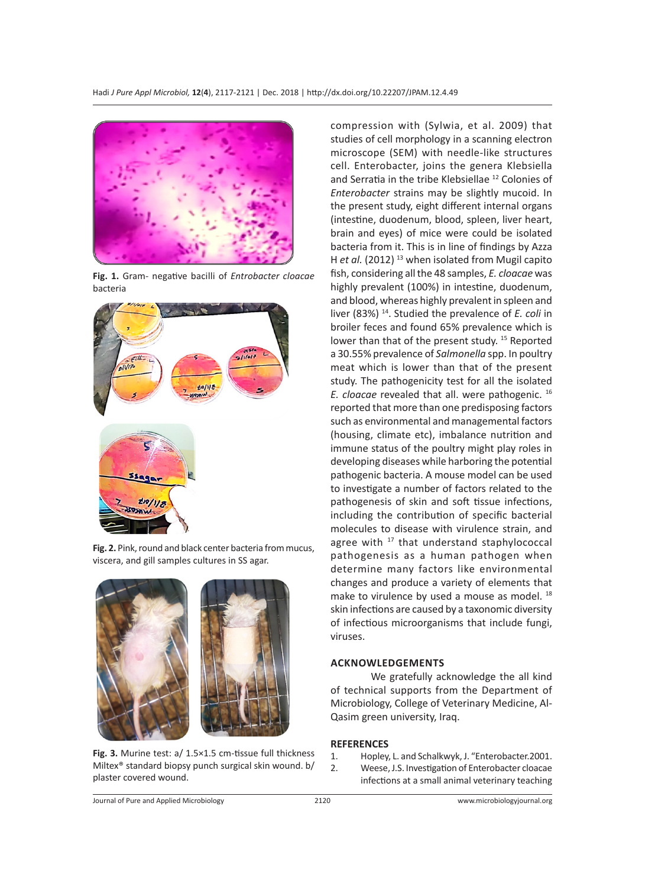**Fig. 1.** Gram- negative bacilli of *Entrobacter cloacae* bacteria

**Fig. 2.** Pink, round and black center bacteria from mucus, viscera, and gill samples cultures in SS agar.

**Fig. 3.** Murine test: a/ 1.5×1.5 cm-tissue full thickness Miltex® standard biopsy punch surgical skin wound. b/ plaster covered wound.

compression with (Sylwia, et al. 2009) that studies of cell morphology in a scanning electron microscope (SEM) with needle-like structures cell. Enterobacter, joins the genera Klebsiella and Serratia in the tribe Klebsiellae [12] Colonies of *Enterobacter* strains may be slightly mucoid. In the present study, eight different internal organs (intestine, duodenum, blood, spleen, liver heart, brain and eyes) of mice were could be isolated bacteria from it. This is in line of findings by Azza H *et al*. (2012) [13] when isolated from Mugil capito fish, considering all the 48 samples, *E. cloacae* was highly prevalent (100%) in intestine, duodenum, and blood, whereas highly prevalent in spleen and liver (83%) [14]. Studied the prevalence of *E. coli* in broiler feces and found 65% prevalence which is lower than that of the present study. [15] Reported a 30.55% prevalence of *Salmonella* spp. In poultry meat which is lower than that of the present study. The pathogenicity test for all the isolated *E. cloacae* revealed that all. were pathogenic. [16] reported that more than one predisposing factors such as environmental and managemental factors (housing, climate etc), imbalance nutrition and immune status of the poultry might play roles in developing diseases while harboring the potential pathogenic bacteria. A mouse model can be used to investigate a number of factors related to the pathogenesis of skin and soft tissue infections, including the contribution of specific bacterial molecules to disease with virulence strain, and agree with [17] that understand staphylococcal pathogenesis as a human pathogen when determine many factors like environmental changes and produce a variety of elements that make to virulence by used a mouse as model. [18] skin infections are caused by a taxonomic diversity of infectious microorganisms that include fungi, viruses.

## ACKNOWLEDGEMENTS

We gratefully acknowledge the all kind of technical supports from the Department of Microbiology, College of Veterinary Medicine, Al-Qasim green university, Iraq.

## REFERENCES

1. Hopley, L. and Schalkwyk, J. "Enterobacter.2001.
2. Weese, J.S. Investigation of Enterobacter cloacae infections at a small animal veterinary teaching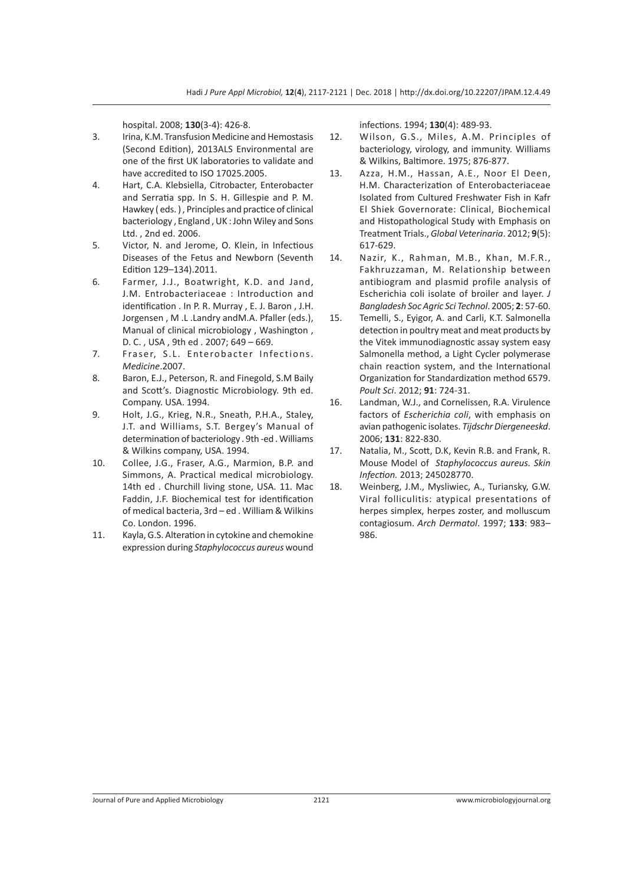hospital. 2008; **130**(3-4): 426-8.

3. Irina, K.M. Transfusion Medicine and Hemostasis (Second Edition), 2013ALS Environmental are one of the first UK laboratories to validate and have accredited to ISO 17025.2005.
4. Hart, C.A. Klebsiella, Citrobacter, Enterobacter and Serratia spp. In S. H. Gillespie and P. M. Hawkey ( eds. ) , Principles and practice of clinical bacteriology , England , UK : John Wiley and Sons Ltd. , 2nd ed. 2006.
5. Victor, N. and Jerome, O. Klein, in Infectious Diseases of the Fetus and Newborn (Seventh Edition 129–134).2011.
6. Farmer, J.J., Boatwright, K.D. and Jand, J.M. Entrobacteriaceae : Introduction and identification . In P. R. Murray , E. J. Baron , J.H. Jorgensen , M .L .Landry andM.A. Pfaller (eds.), Manual of clinical microbiology , Washington , D. C. , USA , 9th ed . 2007; 649 – 669.
7. Fraser, S.L. Enterobacter Infections. *Medicine*.2007.
8. Baron, E.J., Peterson, R. and Finegold, S.M Baily and Scott's. Diagnostic Microbiology. 9th ed. Company. USA. 1994.
9. Holt, J.G., Krieg, N.R., Sneath, P.H.A., Staley, J.T. and Williams, S.T. Bergey's Manual of determination of bacteriology . 9th -ed . Williams & Wilkins company, USA. 1994.
10. Collee, J.G., Fraser, A.G., Marmion, B.P. and Simmons, A. Practical medical microbiology. 14th ed . Churchill living stone, USA. 11. Mac Faddin, J.F. Biochemical test for identification of medical bacteria, 3rd – ed . William & Wilkins Co. London. 1996.
11. Kayla, G.S. Alteration in cytokine and chemokine expression during *Staphylococcus aureus* wound infections. 1994; **130**(4): 489-93.
12. Wilson, G.S., Miles, A.M. Principles of bacteriology, virology, and immunity. Williams & Wilkins, Baltimore. 1975; 876-877.
13. Azza, H.M., Hassan, A.E., Noor El Deen, H.M. Characterization of Enterobacteriaceae Isolated from Cultured Freshwater Fish in Kafr El Shiek Governorate: Clinical, Biochemical and Histopathological Study with Emphasis on Treatment Trials., *Global Veterinaria*. 2012; **9**(5): 617-629.
14. Nazir, K., Rahman, M.B., Khan, M.F.R., Fakhruzzaman, M. Relationship between antibiogram and plasmid profile analysis of Escherichia coli isolate of broiler and layer. *J Bangladesh Soc Agric Sci Technol*. 2005; **2**: 57-60.
15. Temelli, S., Eyigor, A. and Carli, K.T. Salmonella detection in poultry meat and meat products by the Vitek immunodiagnostic assay system easy Salmonella method, a Light Cycler polymerase chain reaction system, and the International Organization for Standardization method 6579. *Poult Sci*. 2012; **91**: 724-31.
16. Landman, W.J., and Cornelissen, R.A. Virulence factors of *Escherichia coli*, with emphasis on avian pathogenic isolates. *Tijdschr Diergeneeskd*. 2006; **131**: 822-830.
17. Natalia, M., Scott, D.K, Kevin R.B. and Frank, R. Mouse Model of *Staphylococcus aureus. Skin Infection.* 2013; 245028770.
18. Weinberg, J.M., Mysliwiec, A., Turiansky, G.W. Viral folliculitis: atypical presentations of herpes simplex, herpes zoster, and molluscum contagiosum. *Arch Dermatol*. 1997; **133**: 983–986.